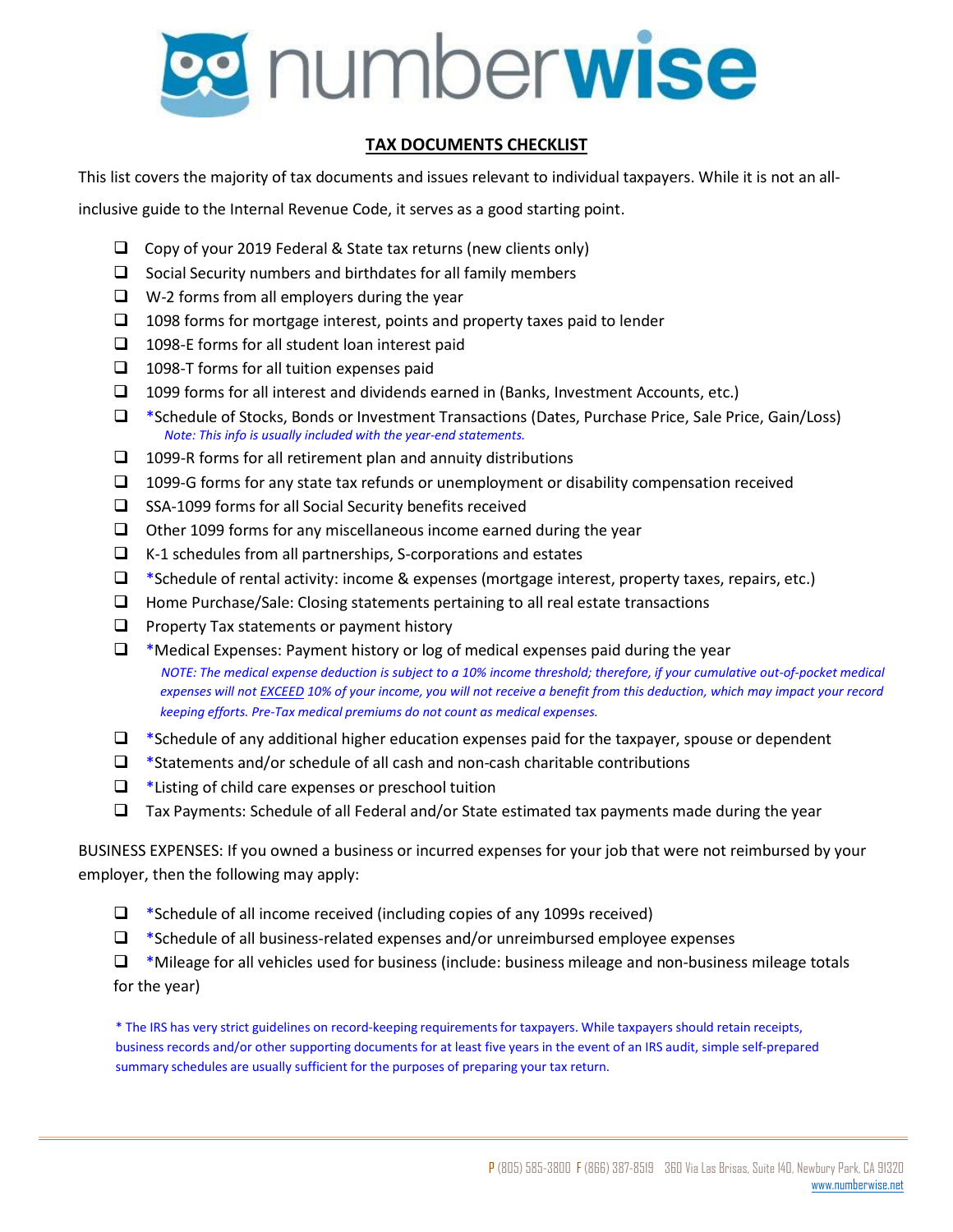numberwise

## TAX DOCUMENTS CHECKLIST

This list covers the majority of tax documents and issues relevant to individual taxpayers. While it is not an all-inclusive guide to the Internal Revenue Code, it serves as a good starting point.

- ❑ Copy of your 2019 Federal & State tax returns (new clients only)
- ❑ Social Security numbers and birthdates for all family members
- ❑ W-2 forms from all employers during the year
- ❑ 1098 forms for mortgage interest, points and property taxes paid to lender
- ❑ 1098-E forms for all student loan interest paid
- ❑ 1098-T forms for all tuition expenses paid
- ❑ 1099 forms for all interest and dividends earned in (Banks, Investment Accounts, etc.)
- ❑ *Schedule of Stocks, Bonds or Investment Transactions (Dates, Purchase Price, Sale Price, Gain/Loss)
  *Note: This info is usually included with the year-end statements.*
- ❑ 1099-R forms for all retirement plan and annuity distributions
- ❑ 1099-G forms for any state tax refunds or unemployment or disability compensation received
- ❑ SSA-1099 forms for all Social Security benefits received
- ❑ Other 1099 forms for any miscellaneous income earned during the year
- ❑ K-1 schedules from all partnerships, S-corporations and estates
- ❑ *Schedule of rental activity: income & expenses (mortgage interest, property taxes, repairs, etc.)
- ❑ Home Purchase/Sale: Closing statements pertaining to all real estate transactions
- ❑ Property Tax statements or payment history
- ❑ *Medical Expenses: Payment history or log of medical expenses paid during the year
  *NOTE: The medical expense deduction is subject to a 10% income threshold; therefore, if your cumulative out-of-pocket medical expenses will not EXCEED 10% of your income, you will not receive a benefit from this deduction, which may impact your record keeping efforts. Pre-Tax medical premiums do not count as medical expenses.*
- ❑ *Schedule of any additional higher education expenses paid for the taxpayer, spouse or dependent
- ❑ *Statements and/or schedule of all cash and non-cash charitable contributions
- ❑ *Listing of child care expenses or preschool tuition
- ❑ Tax Payments: Schedule of all Federal and/or State estimated tax payments made during the year

BUSINESS EXPENSES: If you owned a business or incurred expenses for your job that were not reimbursed by your employer, then the following may apply:

- ❑ *Schedule of all income received (including copies of any 1099s received)
- ❑ *Schedule of all business-related expenses and/or unreimbursed employee expenses
- ❑ *Mileage for all vehicles used for business (include: business mileage and non-business mileage totals for the year)

* The IRS has very strict guidelines on record-keeping requirements for taxpayers. While taxpayers should retain receipts, business records and/or other supporting documents for at least five years in the event of an IRS audit, simple self-prepared summary schedules are usually sufficient for the purposes of preparing your tax return.

P (805) 585-3800 F (866) 387-8519 360 Via Las Brisas, Suite 140, Newbury Park, CA 91320
www.numberwise.net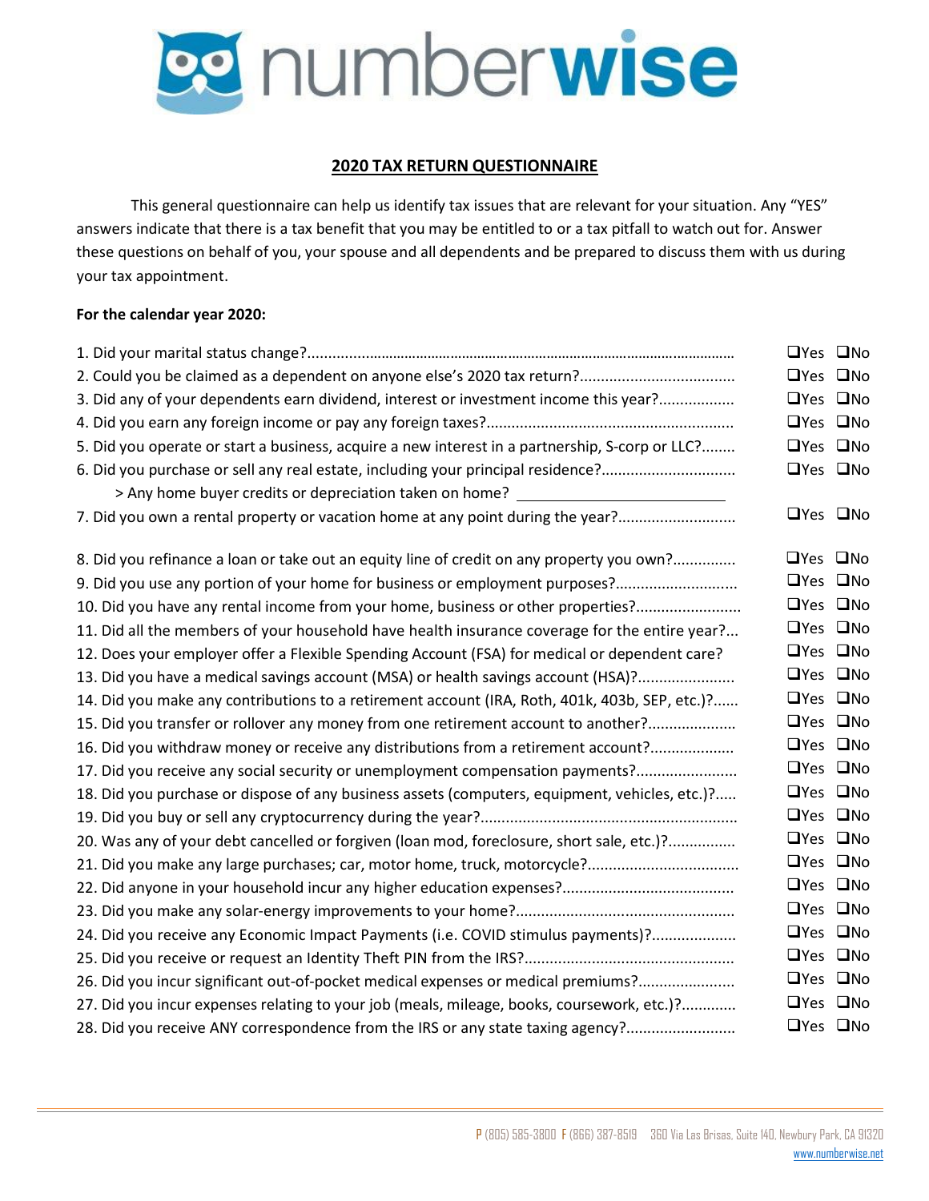numberwise

## 2020 TAX RETURN QUESTIONNAIRE

This general questionnaire can help us identify tax issues that are relevant for your situation. Any "YES" answers indicate that there is a tax benefit that you may be entitled to or a tax pitfall to watch out for. Answer these questions on behalf of you, your spouse and all dependents and be prepared to discuss them with us during your tax appointment.

**For the calendar year 2020:**

| | |
|---|---|
| 1. Did your marital status change? | ❑Yes ❑No |
| 2. Could you be claimed as a dependent on anyone else's 2020 tax return? | ❑Yes ❑No |
| 3. Did any of your dependents earn dividend, interest or investment income this year? | ❑Yes ❑No |
| 4. Did you earn any foreign income or pay any foreign taxes? | ❑Yes ❑No |
| 5. Did you operate or start a business, acquire a new interest in a partnership, S-corp or LLC? | ❑Yes ❑No |
| 6. Did you purchase or sell any real estate, including your principal residence? | ❑Yes ❑No |
| > Any home buyer credits or depreciation taken on home? ____________________ | |
| 7. Did you own a rental property or vacation home at any point during the year? | ❑Yes ❑No |
| 8. Did you refinance a loan or take out an equity line of credit on any property you own? | ❑Yes ❑No |
| 9. Did you use any portion of your home for business or employment purposes? | ❑Yes ❑No |
| 10. Did you have any rental income from your home, business or other properties? | ❑Yes ❑No |
| 11. Did all the members of your household have health insurance coverage for the entire year? | ❑Yes ❑No |
| 12. Does your employer offer a Flexible Spending Account (FSA) for medical or dependent care? | ❑Yes ❑No |
| 13. Did you have a medical savings account (MSA) or health savings account (HSA)? | ❑Yes ❑No |
| 14. Did you make any contributions to a retirement account (IRA, Roth, 401k, 403b, SEP, etc.)? | ❑Yes ❑No |
| 15. Did you transfer or rollover any money from one retirement account to another? | ❑Yes ❑No |
| 16. Did you withdraw money or receive any distributions from a retirement account? | ❑Yes ❑No |
| 17. Did you receive any social security or unemployment compensation payments? | ❑Yes ❑No |
| 18. Did you purchase or dispose of any business assets (computers, equipment, vehicles, etc.)? | ❑Yes ❑No |
| 19. Did you buy or sell any cryptocurrency during the year? | ❑Yes ❑No |
| 20. Was any of your debt cancelled or forgiven (loan mod, foreclosure, short sale, etc.)? | ❑Yes ❑No |
| 21. Did you make any large purchases; car, motor home, truck, motorcycle? | ❑Yes ❑No |
| 22. Did anyone in your household incur any higher education expenses? | ❑Yes ❑No |
| 23. Did you make any solar-energy improvements to your home? | ❑Yes ❑No |
| 24. Did you receive any Economic Impact Payments (i.e. COVID stimulus payments)? | ❑Yes ❑No |
| 25. Did you receive or request an Identity Theft PIN from the IRS? | ❑Yes ❑No |
| 26. Did you incur significant out-of-pocket medical expenses or medical premiums? | ❑Yes ❑No |
| 27. Did you incur expenses relating to your job (meals, mileage, books, coursework, etc.)? | ❑Yes ❑No |
| 28. Did you receive ANY correspondence from the IRS or any state taxing agency? | ❑Yes ❑No |

P (805) 585-3800 F (866) 387-8519 360 Via Las Brisas, Suite 140, Newbury Park, CA 91320
www.numberwise.net